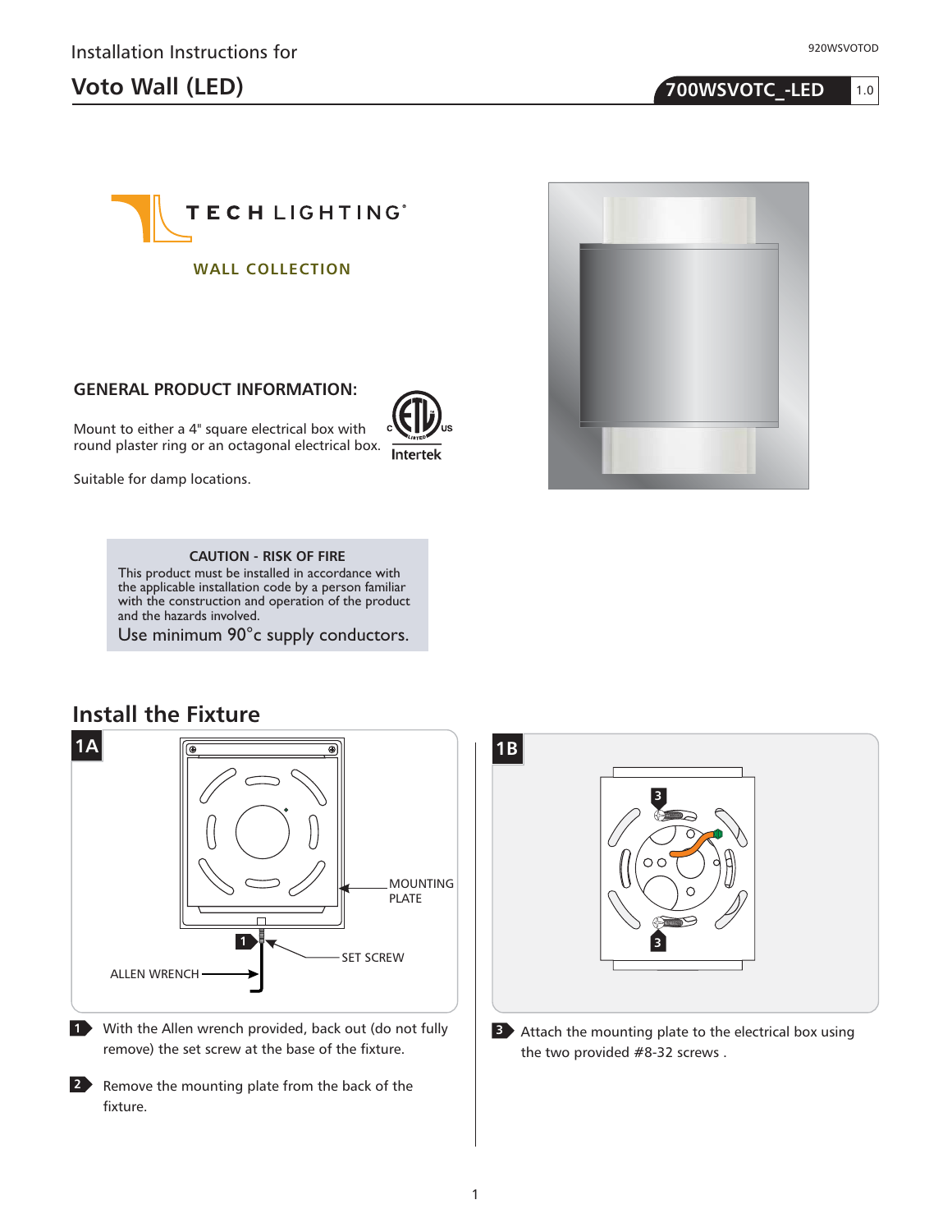Installation Instructions for

# Voto Wall (LED)

700WSVOTC_-LED 1.0

TECH LIGHTING

WALL COLLECTION

## GENERAL PRODUCT INFORMATION:

Mount to either a 4" square electrical box with round plaster ring or an octagonal electrical box.

Suitable for damp locations.

**CAUTION - RISK OF FIRE**
This product must be installed in accordance with the applicable installation code by a person familiar with the construction and operation of the product and the hazards involved.
Use minimum 90°c supply conductors.

## Install the Fixture

**1A**

MOUNTING PLATE

SET SCREW

ALLEN WRENCH

1. With the Allen wrench provided, back out (do not fully remove) the set screw at the base of the fixture.

2. Remove the mounting plate from the back of the fixture.

**1B**

3. Attach the mounting plate to the electrical box using the two provided #8-32 screws .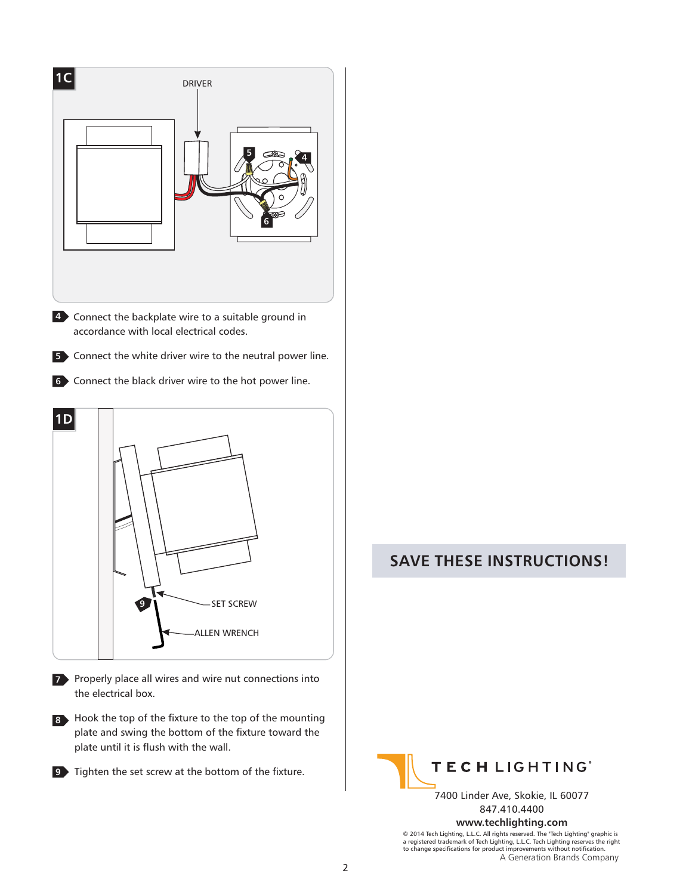1C

DRIVER

4. Connect the backplate wire to a suitable ground in accordance with local electrical codes.

5. Connect the white driver wire to the neutral power line.

6. Connect the black driver wire to the hot power line.

1D

SET SCREW

ALLEN WRENCH

7. Properly place all wires and wire nut connections into the electrical box.

8. Hook the top of the fixture to the top of the mounting plate and swing the bottom of the fixture toward the plate until it is flush with the wall.

9. Tighten the set screw at the bottom of the fixture.

## SAVE THESE INSTRUCTIONS!

TECH LIGHTING®

7400 Linder Ave, Skokie, IL 60077

847.410.4400

**www.techlighting.com**

© 2014 Tech Lighting, L.L.C. All rights reserved. The "Tech Lighting" graphic is a registered trademark of Tech Lighting, L.L.C. Tech Lighting reserves the right to change specifications for product improvements without notification.

A Generation Brands Company